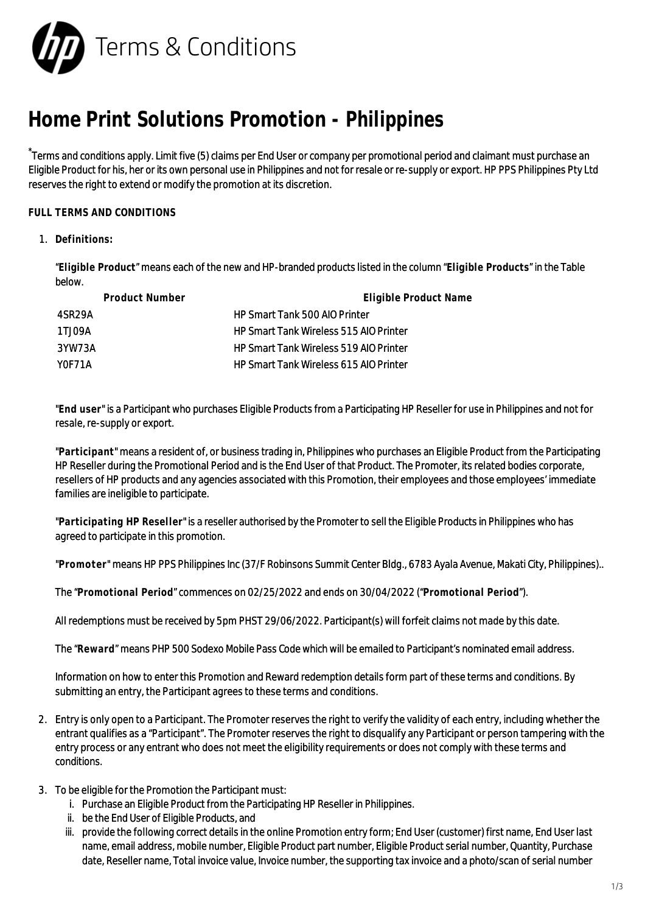# Terms & Conditions

# Home Print Solutions Promotion - Philippines

*Terms and conditions apply. Limit five (5) claims per End User or company per promotional period and claimant must purchase an Eligible Product for his, her or its own personal use in Philippines and not for resale or re-supply or export. HP PPS Philippines Pty Ltd reserves the right to extend or modify the promotion at its discretion.

**FULL TERMS AND CONDITIONS**

1. **Definitions:**

   "**Eligible Product**" means each of the new and HP-branded products listed in the column "**Eligible Products**" in the Table below.

   | Product Number | Eligible Product Name |
   |---|---|
   | 4SR29A | HP Smart Tank 500 AIO Printer |
   | 1TJ09A | HP Smart Tank Wireless 515 AIO Printer |
   | 3YW73A | HP Smart Tank Wireless 519 AIO Printer |
   | Y0F71A | HP Smart Tank Wireless 615 AIO Printer |

   "**End user**" is a Participant who purchases Eligible Products from a Participating HP Reseller for use in Philippines and not for resale, re-supply or export.

   "**Participant**" means a resident of, or business trading in, Philippines who purchases an Eligible Product from the Participating HP Reseller during the Promotional Period and is the End User of that Product. The Promoter, its related bodies corporate, resellers of HP products and any agencies associated with this Promotion, their employees and those employees' immediate families are ineligible to participate.

   "**Participating HP Reseller**" is a reseller authorised by the Promoter to sell the Eligible Products in Philippines who has agreed to participate in this promotion.

   "**Promoter**" means HP PPS Philippines Inc (37/F Robinsons Summit Center Bldg., 6783 Ayala Avenue, Makati City, Philippines)..

   The "**Promotional Period**" commences on 02/25/2022 and ends on 30/04/2022 ("**Promotional Period**").

   All redemptions must be received by 5pm PHST 29/06/2022. Participant(s) will forfeit claims not made by this date.

   The "**Reward**" means PHP 500 Sodexo Mobile Pass Code which will be emailed to Participant's nominated email address.

   Information on how to enter this Promotion and Reward redemption details form part of these terms and conditions. By submitting an entry, the Participant agrees to these terms and conditions.

2. Entry is only open to a Participant. The Promoter reserves the right to verify the validity of each entry, including whether the entrant qualifies as a "Participant". The Promoter reserves the right to disqualify any Participant or person tampering with the entry process or any entrant who does not meet the eligibility requirements or does not comply with these terms and conditions.

3. To be eligible for the Promotion the Participant must:
   i. Purchase an Eligible Product from the Participating HP Reseller in Philippines.
   ii. be the End User of Eligible Products, and
   iii. provide the following correct details in the online Promotion entry form; End User (customer) first name, End User last name, email address, mobile number, Eligible Product part number, Eligible Product serial number, Quantity, Purchase date, Reseller name, Total invoice value, Invoice number, the supporting tax invoice and a photo/scan of serial number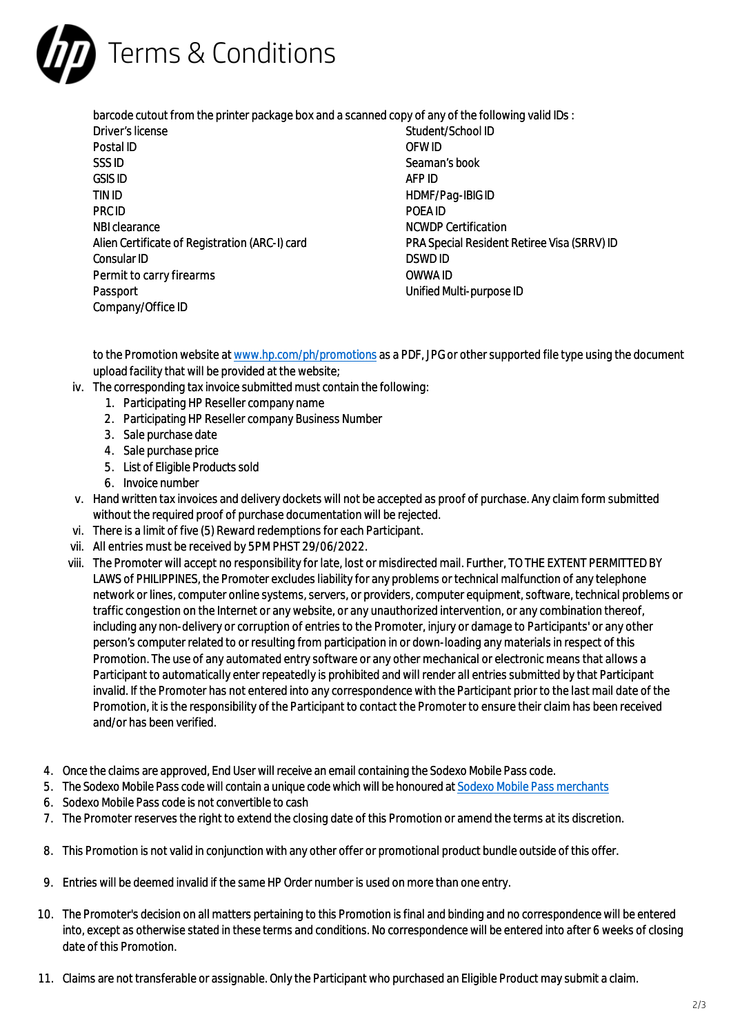# Terms & Conditions

barcode cutout from the printer package box and a scanned copy of any of the following valid IDs :

- Driver's license
- Postal ID
- SSS ID
- GSIS ID
- TIN ID
- PRC ID
- NBI clearance
- Alien Certificate of Registration (ARC-I) card
- Consular ID
- Permit to carry firearms
- Passport
- Company/Office ID
- Student/School ID
- OFW ID
- Seaman's book
- AFP ID
- HDMF/Pag-IBIG ID
- POEA ID
- NCWDP Certification
- PRA Special Resident Retiree Visa (SRRV) ID
- DSWD ID
- OWWA ID
- Unified Multi-purpose ID

to the Promotion website at [www.hp.com/ph/promotions](http://www.hp.com/ph/promotions) as a PDF, JPG or other supported file type using the document upload facility that will be provided at the website;

iv. The corresponding tax invoice submitted must contain the following:
   1. Participating HP Reseller company name
   2. Participating HP Reseller company Business Number
   3. Sale purchase date
   4. Sale purchase price
   5. List of Eligible Products sold
   6. Invoice number

v. Hand written tax invoices and delivery dockets will not be accepted as proof of purchase. Any claim form submitted without the required proof of purchase documentation will be rejected.

vi. There is a limit of five (5) Reward redemptions for each Participant.

vii. All entries must be received by 5PM PHST 29/06/2022.

viii. The Promoter will accept no responsibility for late, lost or misdirected mail. Further, TO THE EXTENT PERMITTED BY LAWS of PHILIPPINES, the Promoter excludes liability for any problems or technical malfunction of any telephone network or lines, computer online systems, servers, or providers, computer equipment, software, technical problems or traffic congestion on the Internet or any website, or any unauthorized intervention, or any combination thereof, including any non-delivery or corruption of entries to the Promoter, injury or damage to Participants' or any other person's computer related to or resulting from participation in or down-loading any materials in respect of this Promotion. The use of any automated entry software or any other mechanical or electronic means that allows a Participant to automatically enter repeatedly is prohibited and will render all entries submitted by that Participant invalid. If the Promoter has not entered into any correspondence with the Participant prior to the last mail date of the Promotion, it is the responsibility of the Participant to contact the Promoter to ensure their claim has been received and/or has been verified.

4. Once the claims are approved, End User will receive an email containing the Sodexo Mobile Pass code.
5. The Sodexo Mobile Pass code will contain a unique code which will be honoured at Sodexo Mobile Pass merchants
6. Sodexo Mobile Pass code is not convertible to cash
7. The Promoter reserves the right to extend the closing date of this Promotion or amend the terms at its discretion.
8. This Promotion is not valid in conjunction with any other offer or promotional product bundle outside of this offer.
9. Entries will be deemed invalid if the same HP Order number is used on more than one entry.
10. The Promoter's decision on all matters pertaining to this Promotion is final and binding and no correspondence will be entered into, except as otherwise stated in these terms and conditions. No correspondence will be entered into after 6 weeks of closing date of this Promotion.
11. Claims are not transferable or assignable. Only the Participant who purchased an Eligible Product may submit a claim.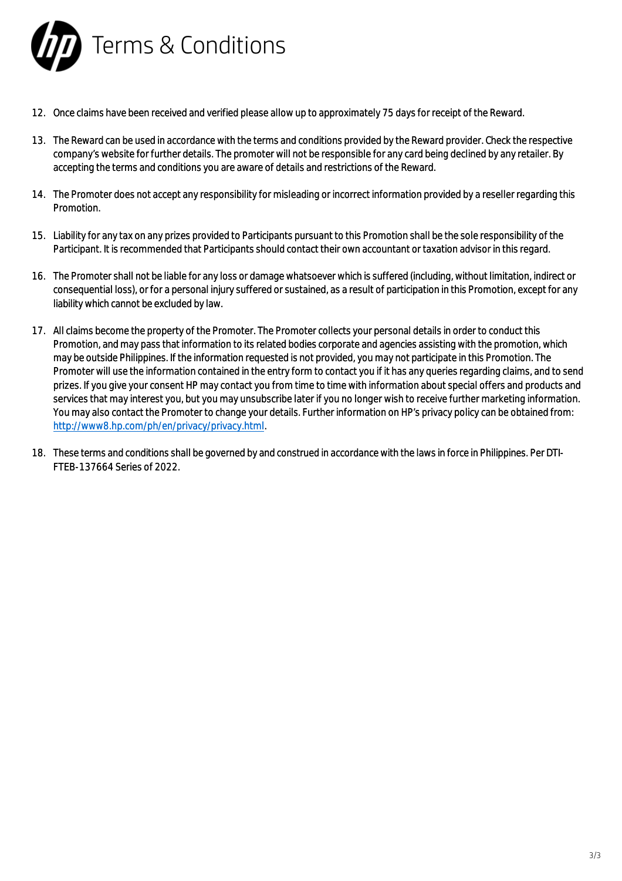# Terms & Conditions

12. Once claims have been received and verified please allow up to approximately 75 days for receipt of the Reward.

13. The Reward can be used in accordance with the terms and conditions provided by the Reward provider. Check the respective company's website for further details. The promoter will not be responsible for any card being declined by any retailer. By accepting the terms and conditions you are aware of details and restrictions of the Reward.

14. The Promoter does not accept any responsibility for misleading or incorrect information provided by a reseller regarding this Promotion.

15. Liability for any tax on any prizes provided to Participants pursuant to this Promotion shall be the sole responsibility of the Participant. It is recommended that Participants should contact their own accountant or taxation advisor in this regard.

16. The Promoter shall not be liable for any loss or damage whatsoever which is suffered (including, without limitation, indirect or consequential loss), or for a personal injury suffered or sustained, as a result of participation in this Promotion, except for any liability which cannot be excluded by law.

17. All claims become the property of the Promoter. The Promoter collects your personal details in order to conduct this Promotion, and may pass that information to its related bodies corporate and agencies assisting with the promotion, which may be outside Philippines. If the information requested is not provided, you may not participate in this Promotion. The Promoter will use the information contained in the entry form to contact you if it has any queries regarding claims, and to send prizes. If you give your consent HP may contact you from time to time with information about special offers and products and services that may interest you, but you may unsubscribe later if you no longer wish to receive further marketing information. You may also contact the Promoter to change your details. Further information on HP's privacy policy can be obtained from: http://www8.hp.com/ph/en/privacy/privacy.html.

18. These terms and conditions shall be governed by and construed in accordance with the laws in force in Philippines. Per DTI-FTEB-137664 Series of 2022.